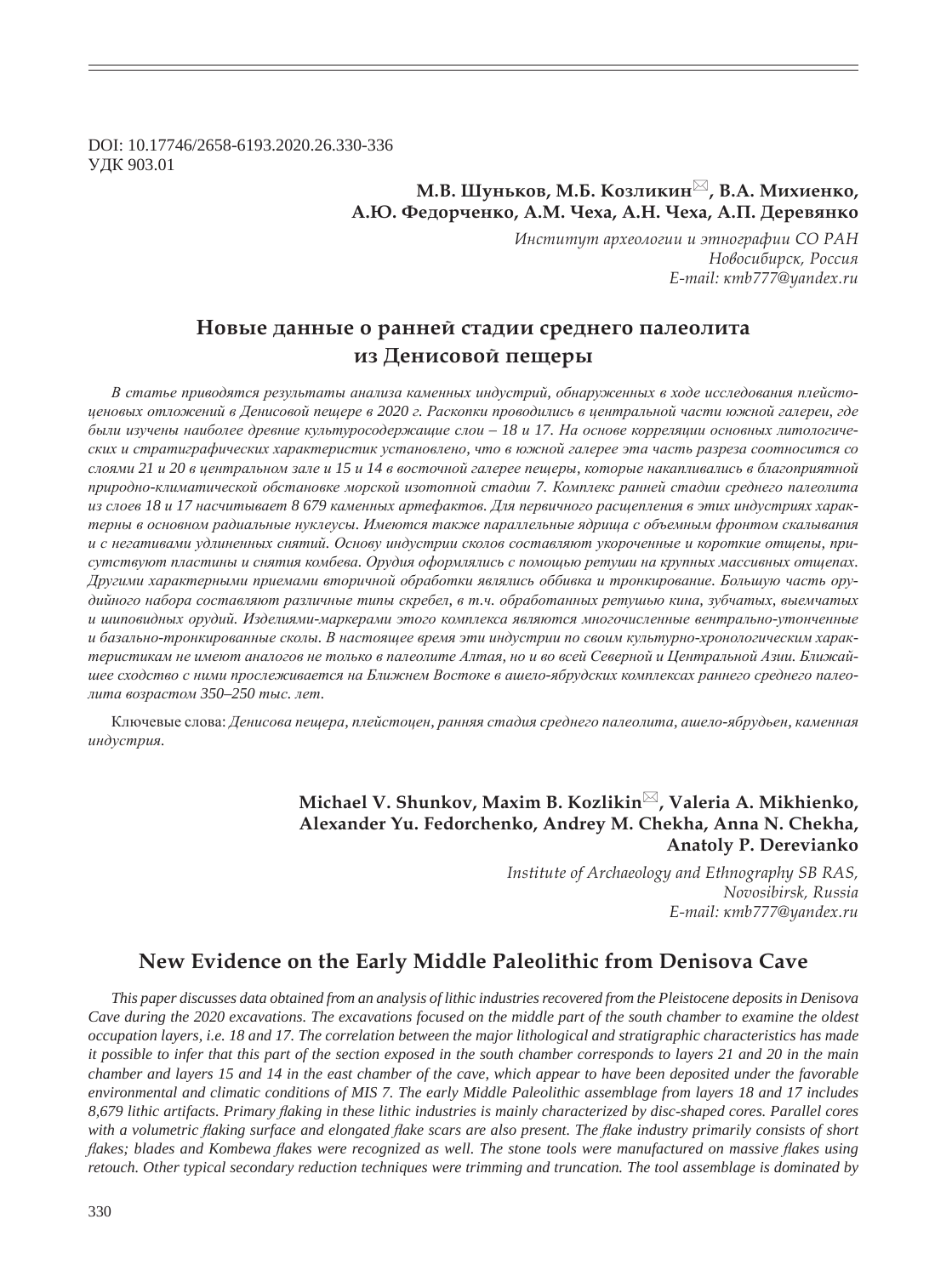DOI: 10.17746/2658-6193.2020.26.330-336
УДК 903.01

**М.В. Шуньков, М.Б. Козликин✉, В.А. Михиенко, А.Ю. Федорченко, А.М. Чеха, А.Н. Чеха, А.П. Деревянко**

*Институт археологии и этнографии СО РАН*
*Новосибирск, Россия*
*E-mail: кmb777@yandex.ru*

# Новые данные о ранней стадии среднего палеолита из Денисовой пещеры

*В статье приводятся результаты анализа каменных индустрий, обнаруженных в ходе исследования плейстоценовых отложений в Денисовой пещере в 2020 г. Раскопки проводились в центральной части южной галереи, где были изучены наиболее древние культуросодержащие слои – 18 и 17. На основе корреляции основных литологических и стратиграфических характеристик установлено, что в южной галерее эта часть разреза соотносится со слоями 21 и 20 в центральном зале и 15 и 14 в восточной галерее пещеры, которые накапливались в благоприятной природно-климатической обстановке морской изотопной стадии 7. Комплекс ранней стадии среднего палеолита из слоев 18 и 17 насчитывает 8 679 каменных артефактов. Для первичного расщепления в этих индустриях характерны в основном радиальные нуклеусы. Имеются также параллельные ядрища с объемным фронтом скалывания и с негативами удлиненных снятий. Основу индустрии сколов составляют укороченные и короткие отщепы, присутствуют пластины и снятия комбева. Орудия оформлялись с помощью ретуши на крупных массивных отщепах. Другими характерными приемами вторичной обработки являлись оббивка и тронкирование. Большую часть орудийного набора составляют различные типы скребел, в т.ч. обработанных ретушью кина, зубчатых, выемчатых и шиповидных орудий. Изделиями-маркерами этого комплекса являются многочисленные вентрально-утонченные и базально-тронкированные сколы. В настоящее время эти индустрии по своим культурно-хронологическим характеристикам не имеют аналогов не только в палеолите Алтая, но и во всей Северной и Центральной Азии. Ближайшее сходство с ними прослеживается на Ближнем Востоке в ашело-ябрудских комплексах раннего среднего палеолита возрастом 350–250 тыс. лет.*

Ключевые слова: *Денисова пещера, плейстоцен, ранняя стадия среднего палеолита, ашело-ябрудьен, каменная индустрия.*

**Michael V. Shunkov, Maxim B. Kozlikin✉, Valeria A. Mikhienko, Alexander Yu. Fedorchenko, Andrey M. Chekha, Anna N. Chekha, Anatoly P. Derevianko**

*Institute of Archaeology and Ethnography SB RAS,*
*Novosibirsk, Russia*
*E-mail: кmb777@yandex.ru*

# New Evidence on the Early Middle Paleolithic from Denisova Cave

*This paper discusses data obtained from an analysis of lithic industries recovered from the Pleistocene deposits in Denisova Cave during the 2020 excavations. The excavations focused on the middle part of the south chamber to examine the oldest occupation layers, i.e. 18 and 17. The correlation between the major lithological and stratigraphic characteristics has made it possible to infer that this part of the section exposed in the south chamber corresponds to layers 21 and 20 in the main chamber and layers 15 and 14 in the east chamber of the cave, which appear to have been deposited under the favorable environmental and climatic conditions of MIS 7. The early Middle Paleolithic assemblage from layers 18 and 17 includes 8,679 lithic artifacts. Primary flaking in these lithic industries is mainly characterized by disc-shaped cores. Parallel cores with a volumetric flaking surface and elongated flake scars are also present. The flake industry primarily consists of short flakes; blades and Kombewa flakes were recognized as well. The stone tools were manufactured on massive flakes using retouch. Other typical secondary reduction techniques were trimming and truncation. The tool assemblage is dominated by*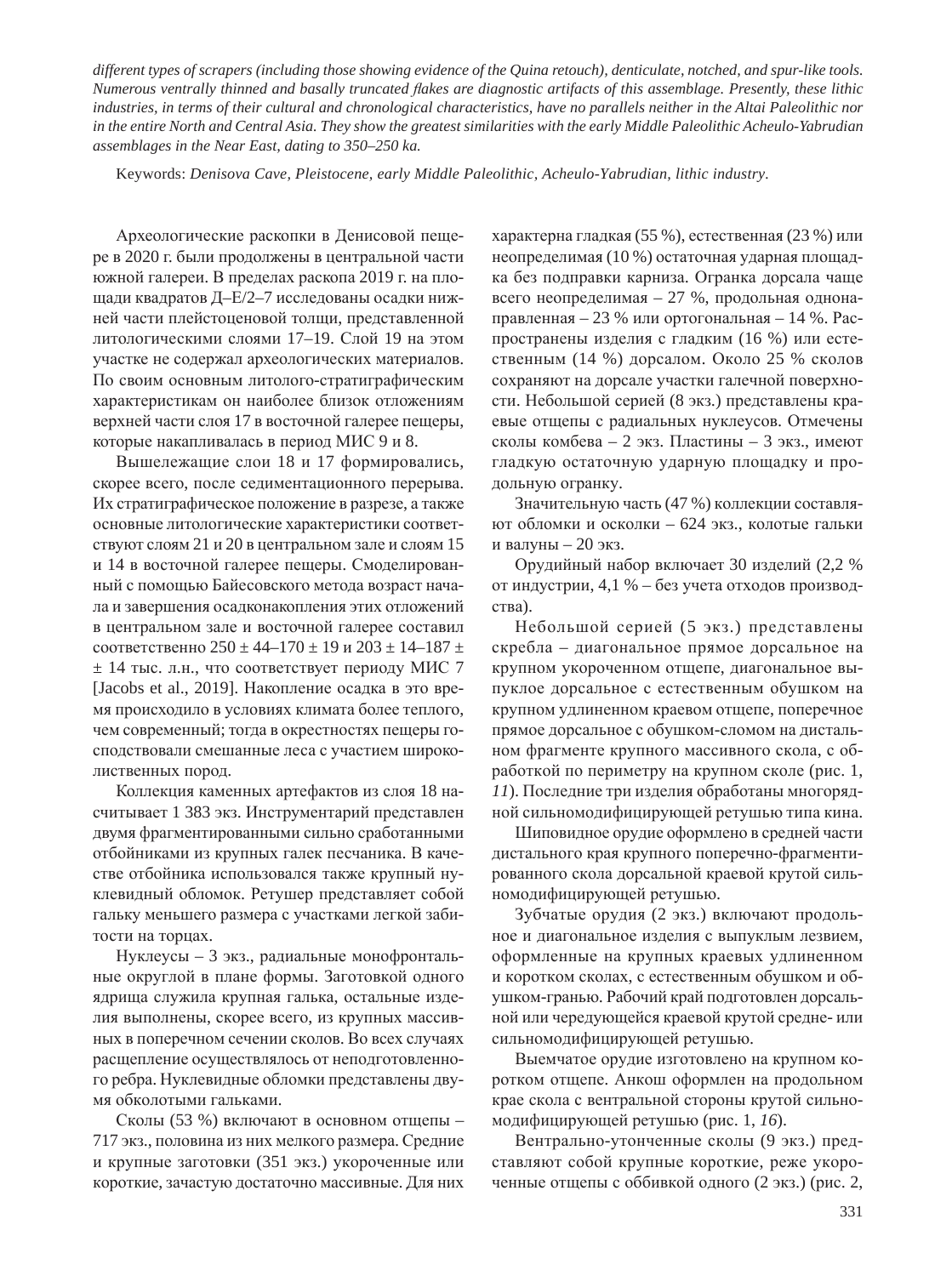*different types of scrapers (including those showing evidence of the Quina retouch), denticulate, notched, and spur-like tools. Numerous ventrally thinned and basally truncated flakes are diagnostic artifacts of this assemblage. Presently, these lithic industries, in terms of their cultural and chronological characteristics, have no parallels neither in the Altai Paleolithic nor in the entire North and Central Asia. They show the greatest similarities with the early Middle Paleolithic Acheulo-Yabrudian assemblages in the Near East, dating to 350–250 ka.*

Keywords: *Denisova Cave, Pleistocene, early Middle Paleolithic, Acheulo-Yabrudian, lithic industry.*

Археологические раскопки в Денисовой пещере в 2020 г. были продолжены в центральной части южной галереи. В пределах раскопа 2019 г. на площади квадратов Д–Е/2–7 исследованы осадки нижней части плейстоценовой толщи, представленной литологическими слоями 17–19. Слой 19 на этом участке не содержал археологических материалов. По своим основным литолого-стратиграфическим характеристикам он наиболее близок отложениям верхней части слоя 17 в восточной галерее пещеры, которые накапливалась в период МИС 9 и 8.

Вышележащие слои 18 и 17 формировались, скорее всего, после седиментационного перерыва. Их стратиграфическое положение в разрезе, а также основные литологические характеристики соответствуют слоям 21 и 20 в центральном зале и слоям 15 и 14 в восточной галерее пещеры. Смоделированный с помощью Байесовского метода возраст начала и завершения осадконакопления этих отложений в центральном зале и восточной галерее составил соответственно 250 ± 44–170 ± 19 и 203 ± 14–187 ± ± 14 тыс. л.н., что соответствует периоду МИС 7 [Jacobs et al., 2019]. Накопление осадка в это время происходило в условиях климата более теплого, чем современный; тогда в окрестностях пещеры господствовали смешанные леса с участием широколиственных пород.

Коллекция каменных артефактов из слоя 18 насчитывает 1 383 экз. Инструментарий представлен двумя фрагментированными сильно сработанными отбойниками из крупных галек песчаника. В качестве отбойника использовался также крупный нуклевидный обломок. Ретушер представляет собой гальку меньшего размера с участками легкой забитости на торцах.

Нуклеусы – 3 экз., радиальные монофронтальные округлой в плане формы. Заготовкой одного ядрища служила крупная галька, остальные изделия выполнены, скорее всего, из крупных массивных в поперечном сечении сколов. Во всех случаях расщепление осуществлялось от неподготовленного ребра. Нуклевидные обломки представлены двумя обколотыми гальками.

Сколы (53 %) включают в основном отщепы – 717 экз., половина из них мелкого размера. Средние и крупные заготовки (351 экз.) укороченные или короткие, зачастую достаточно массивные. Для них характерна гладкая (55 %), естественная (23 %) или неопределимая (10 %) остаточная ударная площадка без подправки карниза. Огранка дорсала чаще всего неопределимая – 27 %, продольная однонаправленная – 23 % или ортогональная – 14 %. Распространены изделия с гладким (16 %) или естественным (14 %) дорсалом. Около 25 % сколов сохраняют на дорсале участки галечной поверхности. Небольшой серией (8 экз.) представлены краевые отщепы с радиальных нуклеусов. Отмечены сколы комбева – 2 экз. Пластины – 3 экз., имеют гладкую остаточную ударную площадку и продольную огранку.

Значительную часть (47 %) коллекции составляют обломки и осколки – 624 экз., колотые гальки и валуны – 20 экз.

Орудийный набор включает 30 изделий (2,2 % от индустрии, 4,1 % – без учета отходов производства).

Небольшой серией (5 экз.) представлены скребла – диагональное прямое дорсальное на крупном укороченном отщепе, диагональное выпуклое дорсальное с естественным обушком на крупном удлиненном краевом отщепе, поперечное прямое дорсальное с обушком-сломом на дистальном фрагменте крупного массивного скола, с обработкой по периметру на крупном сколе (рис. 1, *11*). Последние три изделия обработаны многорядной сильномодифицирующей ретушью типа кина.

Шиповидное орудие оформлено в средней части дистального края крупного поперечно-фрагментированного скола дорсальной краевой крутой сильномодифицирующей ретушью.

Зубчатые орудия (2 экз.) включают продольное и диагональное изделия с выпуклым лезвием, оформленные на крупных краевых удлиненном и коротком сколах, с естественным обушком и обушком-гранью. Рабочий край подготовлен дорсальной или чередующейся краевой крутой средне- или сильномодифицирующей ретушью.

Выемчатое орудие изготовлено на крупном коротком отщепе. Анкош оформлен на продольном крае скола с вентральной стороны крутой сильномодифицирующей ретушью (рис. 1, *16*).

Вентрально-утонченные сколы (9 экз.) представляют собой крупные короткие, реже укороченные отщепы с оббивкой одного (2 экз.) (рис. 2,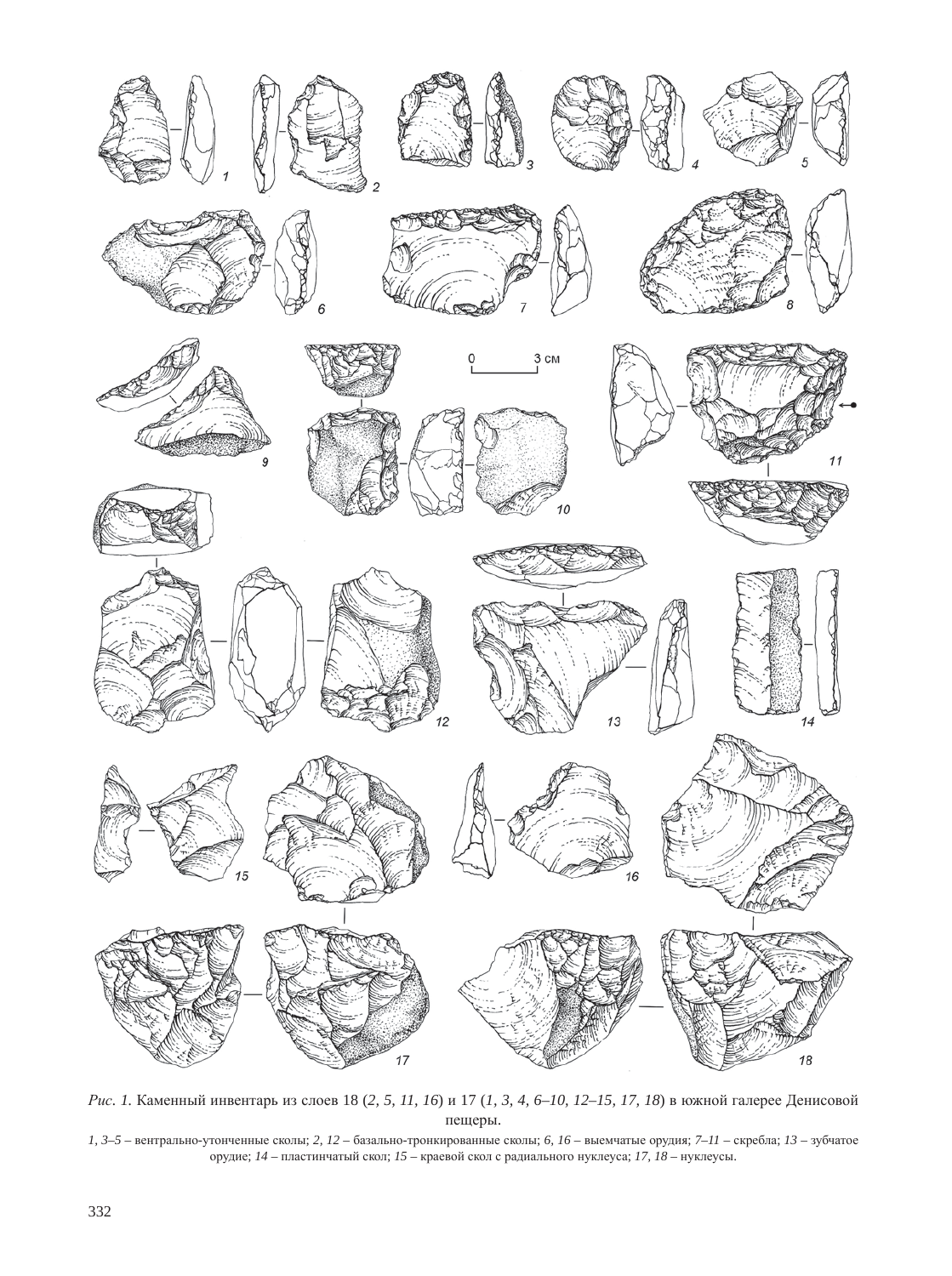*Рис. 1.* Каменный инвентарь из слоев 18 (*2, 5, 11, 16*) и 17 (*1, 3, 4, 6–10, 12–15, 17, 18*) в южной галерее Денисовой пещеры.

*1, 3–5* – вентрально-утонченные сколы; *2, 12* – базально-тронкированные сколы; *6, 16* – выемчатые орудия; *7–11* – скребла; *13* – зубчатое орудие; *14* – пластинчатый скол; *15* – краевой скол с радиального нуклеуса; *17, 18* – нуклеусы.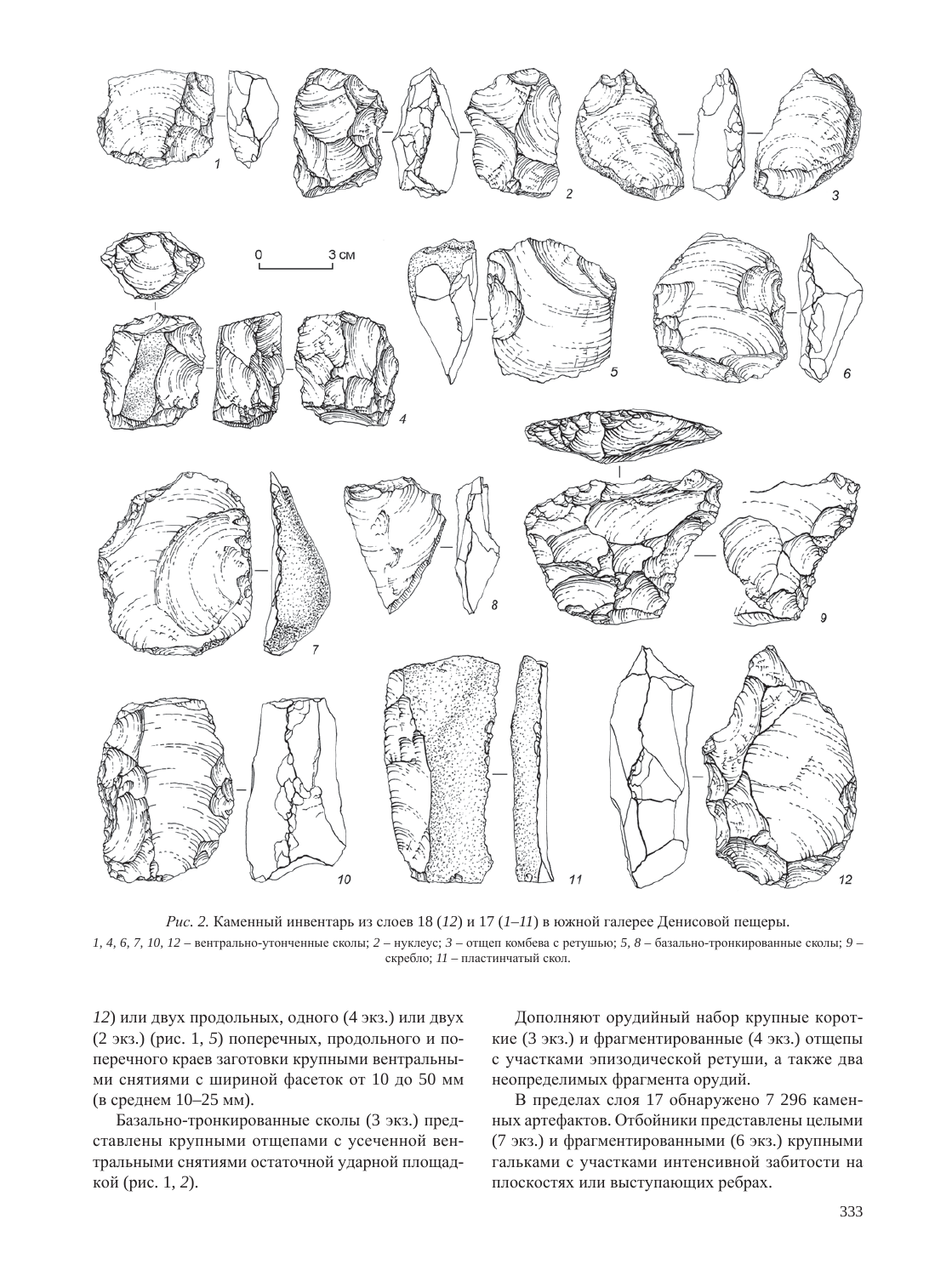*Рис. 2.* Каменный инвентарь из слоев 18 (*12*) и 17 (*1–11*) в южной галерее Денисовой пещеры.

*1, 4, 6, 7, 10, 12* – вентрально-утонченные сколы; *2* – нуклеус; *3* – отщеп комбева с ретушью; *5, 8* – базально-тронкированные сколы; *9* – скребло; *11* – пластинчатый скол.

*12*) или двух продольных, одного (4 экз.) или двух (2 экз.) (рис. 1, *5*) поперечных, продольного и поперечного краев заготовки крупными вентральными снятиями с шириной фасеток от 10 до 50 мм (в среднем 10–25 мм).

Базально-тронкированные сколы (3 экз.) представлены крупными отщепами с усеченной вентральными снятиями остаточной ударной площадкой (рис. 1, *2*).

Дополняют орудийный набор крупные короткие (3 экз.) и фрагментированные (4 экз.) отщепы с участками эпизодической ретуши, а также два неопределимых фрагмента орудий.

В пределах слоя 17 обнаружено 7 296 каменных артефактов. Отбойники представлены целыми (7 экз.) и фрагментированными (6 экз.) крупными гальками с участками интенсивной забитости на плоскостях или выступающих ребрах.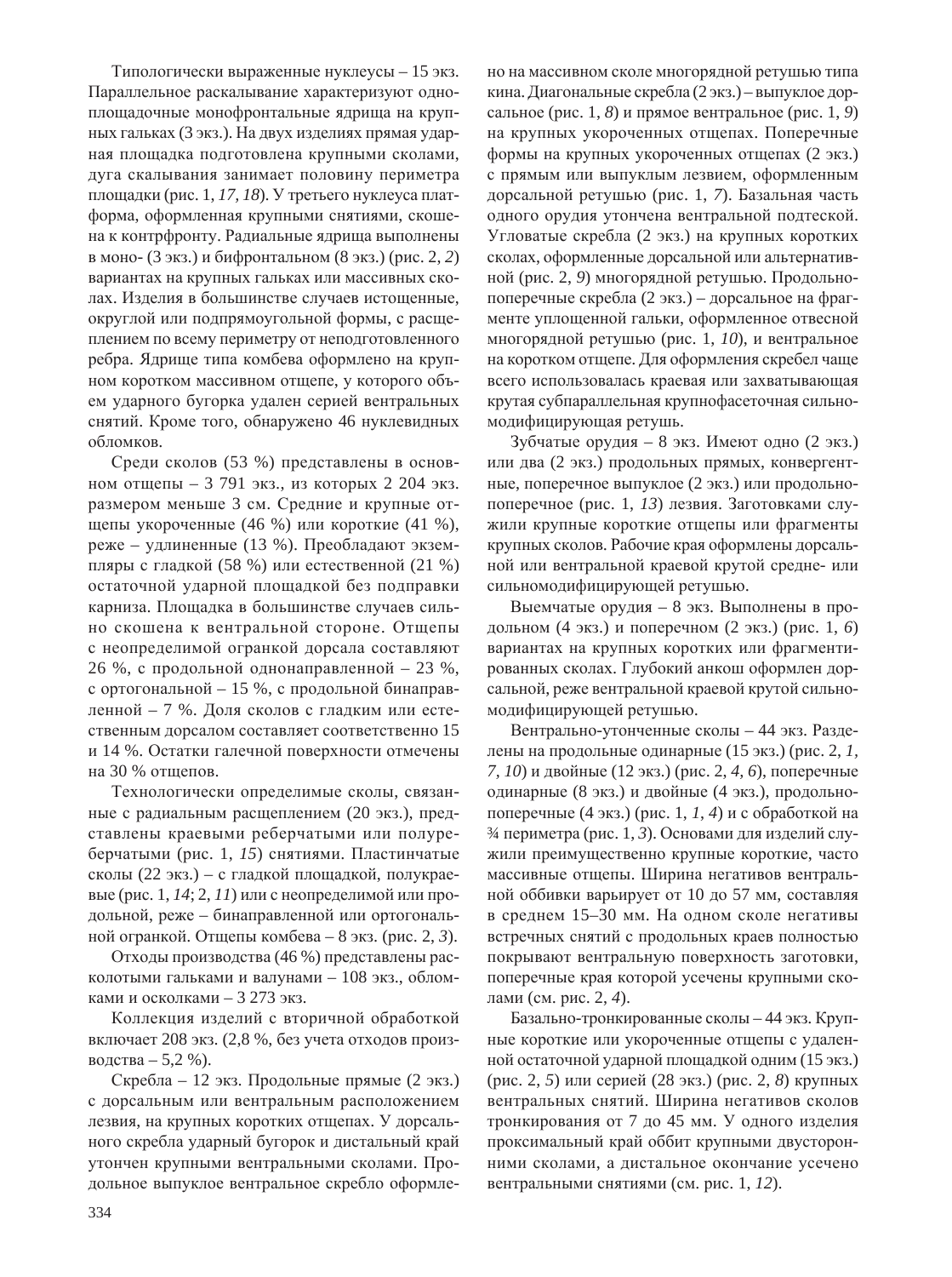Типологически выраженные нуклеусы – 15 экз. Параллельное раскалывание характеризуют одноплощадочные монофронтальные ядрища на крупных гальках (3 экз.). На двух изделиях прямая ударная площадка подготовлена крупными сколами, дуга скалывания занимает половину периметра площадки (рис. 1, *17, 18*). У третьего нуклеуса платформа, оформленная крупными снятиями, скошена к контрфронту. Радиальные ядрища выполнены в моно- (3 экз.) и бифронтальном (8 экз.) (рис. 2, *2*) вариантах на крупных гальках или массивных сколах. Изделия в большинстве случаев истощенные, округлой или подпрямоугольной формы, с расщеплением по всему периметру от неподготовленного ребра. Ядрище типа комбева оформлено на крупном коротком массивном отщепе, у которого объем ударного бугорка удален серией вентральных снятий. Кроме того, обнаружено 46 нуклевидных обломков.

Среди сколов (53 %) представлены в основном отщепы – 3 791 экз., из которых 2 204 экз. размером меньше 3 см. Средние и крупные отщепы укороченные (46 %) или короткие (41 %), реже – удлиненные (13 %). Преобладают экземпляры с гладкой (58 %) или естественной (21 %) остаточной ударной площадкой без подправки карниза. Площадка в большинстве случаев сильно скошена к вентральной стороне. Отщепы с неопределимой огранкой дорсала составляют 26 %, с продольной однонаправленной – 23 %, с ортогональной – 15 %, с продольной бинаправленной – 7 %. Доля сколов с гладким или естественным дорсалом составляет соответственно 15 и 14 %. Остатки галечной поверхности отмечены на 30 % отщепов.

Технологически определимые сколы, связанные с радиальным расщеплением (20 экз.), представлены краевыми реберчатыми или полуреберчатыми (рис. 1, *15*) снятиями. Пластинчатые сколы (22 экз.) – с гладкой площадкой, полукраевые (рис. 1, *14*; 2, *11*) или с неопределимой или продольной, реже – бинаправленной или ортогональной огранкой. Отщепы комбева – 8 экз. (рис. 2, *3*).

Отходы производства (46 %) представлены расколотыми гальками и валунами – 108 экз., обломками и осколками – 3 273 экз.

Коллекция изделий с вторичной обработкой включает 208 экз. (2,8 %, без учета отходов производства – 5,2 %).

Скребла – 12 экз. Продольные прямые (2 экз.) с дорсальным или вентральным расположением лезвия, на крупных коротких отщепах. У дорсального скребла ударный бугорок и дистальный край утончен крупными вентральными сколами. Продольное выпуклое вентральное скребло оформлено на массивном сколе многорядной ретушью типа кина. Диагональные скребла (2 экз.) – выпуклое дорсальное (рис. 1, *8*) и прямое вентральное (рис. 1, *9*) на крупных укороченных отщепах. Поперечные формы на крупных укороченных отщепах (2 экз.) с прямым или выпуклым лезвием, оформленным дорсальной ретушью (рис. 1, *7*). Базальная часть одного орудия утончена вентральной подтеской. Угловатые скребла (2 экз.) на крупных коротких сколах, оформленные дорсальной или альтернативной (рис. 2, *9*) многорядной ретушью. Продольно-поперечные скребла (2 экз.) – дорсальное на фрагменте уплощенной гальки, оформленное отвесной многорядной ретушью (рис. 1, *10*), и вентральное на коротком отщепе. Для оформления скребел чаще всего использовалась краевая или захватывающая крутая субпараллельная крупнофасеточная сильномодифицирующая ретушь.

Зубчатые орудия – 8 экз. Имеют одно (2 экз.) или два (2 экз.) продольных прямых, конвергентные, поперечное выпуклое (2 экз.) или продольно-поперечное (рис. 1, *13*) лезвия. Заготовками служили крупные короткие отщепы или фрагменты крупных сколов. Рабочие края оформлены дорсальной или вентральной краевой крутой средне- или сильномодифицирующей ретушью.

Выемчатые орудия – 8 экз. Выполнены в продольном (4 экз.) и поперечном (2 экз.) (рис. 1, *6*) вариантах на крупных коротких или фрагментированных сколах. Глубокий анкош оформлен дорсальной, реже вентральной краевой крутой сильномодифицирующей ретушью.

Вентрально-утонченные сколы – 44 экз. Разделены на продольные одинарные (15 экз.) (рис. 2, *1, 7, 10*) и двойные (12 экз.) (рис. 2, *4, 6*), поперечные одинарные (8 экз.) и двойные (4 экз.), продольно-поперечные (4 экз.) (рис. 1, *1, 4*) и с обработкой на ¾ периметра (рис. 1, *3*). Основами для изделий служили преимущественно крупные короткие, часто массивные отщепы. Ширина негативов вентральной оббивки варьирует от 10 до 57 мм, составляя в среднем 15–30 мм. На одном сколе негативы встречных снятий с продольных краев полностью покрывают вентральную поверхность заготовки, поперечные края которой усечены крупными сколами (см. рис. 2, *4*).

Базально-тронкированные сколы – 44 экз. Крупные короткие или укороченные отщепы с удаленной остаточной ударной площадкой одним (15 экз.) (рис. 2, *5*) или серией (28 экз.) (рис. 2, *8*) крупных вентральных снятий. Ширина негативов сколов тронкирования от 7 до 45 мм. У одного изделия проксимальный край оббит крупными двусторонними сколами, а дистальное окончание усечено вентральными снятиями (см. рис. 1, *12*).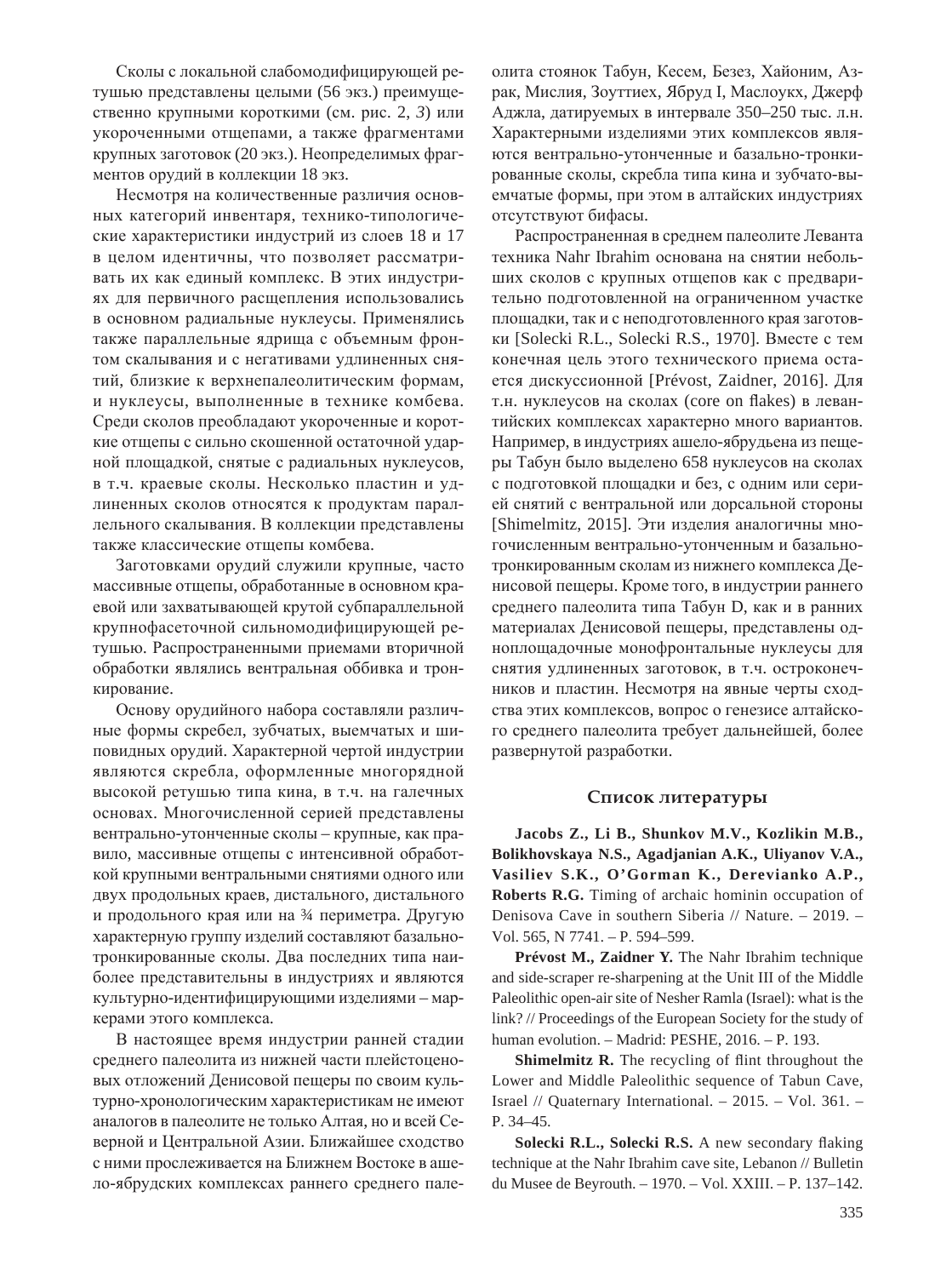Сколы с локальной слабомодифицирующей ретушью представлены целыми (56 экз.) преимущественно крупными короткими (см. рис. 2, *3*) или укороченными отщепами, а также фрагментами крупных заготовок (20 экз.). Неопределимых фрагментов орудий в коллекции 18 экз.

Несмотря на количественные различия основных категорий инвентаря, технико-типологические характеристики индустрий из слоев 18 и 17 в целом идентичны, что позволяет рассматривать их как единый комплекс. В этих индустриях для первичного расщепления использовались в основном радиальные нуклеусы. Применялись также параллельные ядрища с объемным фронтом скалывания и с негативами удлиненных снятий, близкие к верхнепалеолитическим формам, и нуклеусы, выполненные в технике комбева. Среди сколов преобладают укороченные и короткие отщепы с сильно скошенной остаточной ударной площадкой, снятые с радиальных нуклеусов, в т.ч. краевые сколы. Несколько пластин и удлиненных сколов относятся к продуктам параллельного скалывания. В коллекции представлены также классические отщепы комбева.

Заготовками орудий служили крупные, часто массивные отщепы, обработанные в основном краевой или захватывающей крутой субпараллельной крупнофасеточной сильномодифицирующей ретушью. Распространенными приемами вторичной обработки являлись вентральная оббивка и тронкирование.

Основу орудийного набора составляли различные формы скребел, зубчатых, выемчатых и шиповидных орудий. Характерной чертой индустрии являются скребла, оформленные многорядной высокой ретушью типа кина, в т.ч. на галечных основах. Многочисленной серией представлены вентрально-утонченные сколы – крупные, как правило, массивные отщепы с интенсивной обработкой крупными вентральными снятиями одного или двух продольных краев, дистального, дистального и продольного края или на ¾ периметра. Другую характерную группу изделий составляют базально-тронкированные сколы. Два последних типа наиболее представительны в индустриях и являются культурно-идентифицирующими изделиями – маркерами этого комплекса.

В настоящее время индустрии ранней стадии среднего палеолита из нижней части плейстоценовых отложений Денисовой пещеры по своим культурно-хронологическим характеристикам не имеют аналогов в палеолите не только Алтая, но и всей Северной и Центральной Азии. Ближайшее сходство с ними прослеживается на Ближнем Востоке в ашело-ябрудских комплексах раннего среднего палеолита стоянок Табун, Кесем, Безез, Хайоним, Азрак, Мислия, Зоуттиех, Ябруд I, Маслоукх, Джерф Аджла, датируемых в интервале 350–250 тыс. л.н. Характерными изделиями этих комплексов являются вентрально-утонченные и базально-тронкированные сколы, скребла типа кина и зубчато-выемчатые орудия, при этом в алтайских индустриях отсутствуют бифасы.

Распространенная в среднем палеолите Леванта техника Nahr Ibrahim основана на снятии небольших сколов с крупных отщепов как с предварительно подготовленной на ограниченном участке площадки, так и с неподготовленного края заготовки [Solecki R.L., Solecki R.S., 1970]. Вместе с тем конечная цель этого технического приема остается дискуссионной [Prévost, Zaidner, 2016]. Для т.н. нуклеусов на сколах (core on flakes) в левантийских комплексах характерно много вариантов. Например, в индустриях ашело-ябрудьена из пещеры Табун было выделено 658 нуклеусов на сколах с подготовкой площадки и без, с одним или серией снятий с вентральной или дорсальной стороны [Shimelmitz, 2015]. Эти изделия аналогичны многочисленным вентрально-утонченным и базально-тронкированным сколам из нижнего комплекса Денисовой пещеры. Кроме того, в индустрии раннего среднего палеолита типа Табун D, как и в ранних материалах Денисовой пещеры, представлены одноплощадочные монофронтальные нуклеусы для снятия удлиненных заготовок, в т.ч. остроконечников и пластин. Несмотря на явные черты сходства этих комплексов, вопрос о генезисе алтайского среднего палеолита требует дальнейшей, более развернутой разработки.

## Список литературы

**Jacobs Z., Li B., Shunkov M.V., Kozlikin M.B., Bolikhovskaya N.S., Agadjanian A.K., Uliyanov V.A., Vasiliev S.K., O'Gorman K., Derevianko A.P., Roberts R.G.** Timing of archaic hominin occupation of Denisova Cave in southern Siberia // Nature. – 2019. – Vol. 565, N 7741. – P. 594–599.

**Prévost M., Zaidner Y.** The Nahr Ibrahim technique and side-scraper re-sharpening at the Unit III of the Middle Paleolithic open-air site of Nesher Ramla (Israel): what is the link? // Proceedings of the European Society for the study of human evolution. – Madrid: PESHE, 2016. – P. 193.

**Shimelmitz R.** The recycling of flint throughout the Lower and Middle Paleolithic sequence of Tabun Cave, Israel // Quaternary International. – 2015. – Vol. 361. – P. 34–45.

**Solecki R.L., Solecki R.S.** A new secondary flaking technique at the Nahr Ibrahim cave site, Lebanon // Bulletin du Musee de Beyrouth. – 1970. – Vol. XXIII. – P. 137–142.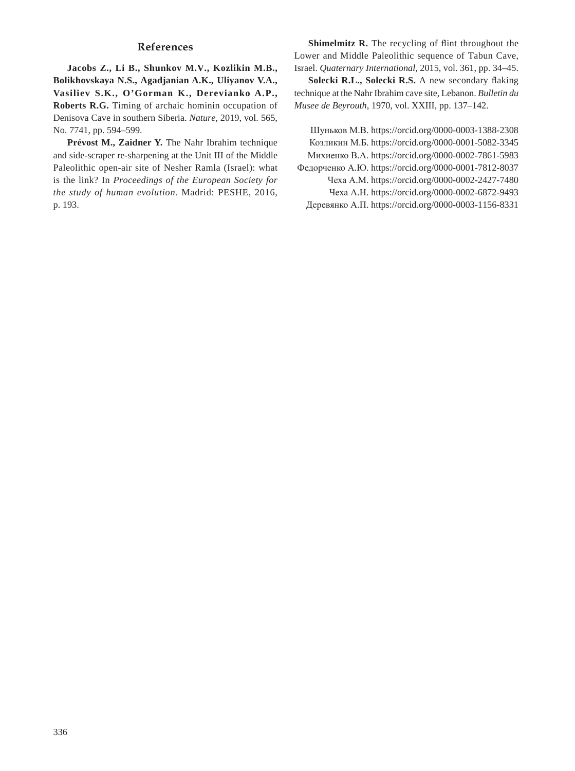## References

**Jacobs Z., Li B., Shunkov M.V., Kozlikin M.B., Bolikhovskaya N.S., Agadjanian A.K., Uliyanov V.A., Vasiliev S.K., O'Gorman K., Derevianko A.P., Roberts R.G.** Timing of archaic hominin occupation of Denisova Cave in southern Siberia. *Nature*, 2019, vol. 565, No. 7741, pp. 594–599.

**Prévost M., Zaidner Y.** The Nahr Ibrahim technique and side-scraper re-sharpening at the Unit III of the Middle Paleolithic open-air site of Nesher Ramla (Israel): what is the link? In *Proceedings of the European Society for the study of human evolution.* Madrid: PESHE, 2016, p. 193.

**Shimelmitz R.** The recycling of flint throughout the Lower and Middle Paleolithic sequence of Tabun Cave, Israel. *Quaternary International*, 2015, vol. 361, pp. 34–45.

**Solecki R.L., Solecki R.S.** A new secondary flaking technique at the Nahr Ibrahim cave site, Lebanon. *Bulletin du Musee de Beyrouth*, 1970, vol. XXIII, pp. 137–142.

Шуньков М.В. https://orcid.org/0000-0003-1388-2308
Козликин М.Б. https://orcid.org/0000-0001-5082-3345
Михиенко В.А. https://orcid.org/0000-0002-7861-5983
Федорченко А.Ю. https://orcid.org/0000-0001-7812-8037
Чеха А.М. https://orcid.org/0000-0002-2427-7480
Чеха А.Н. https://orcid.org/0000-0002-6872-9493
Деревянко А.П. https://orcid.org/0000-0003-1156-8331